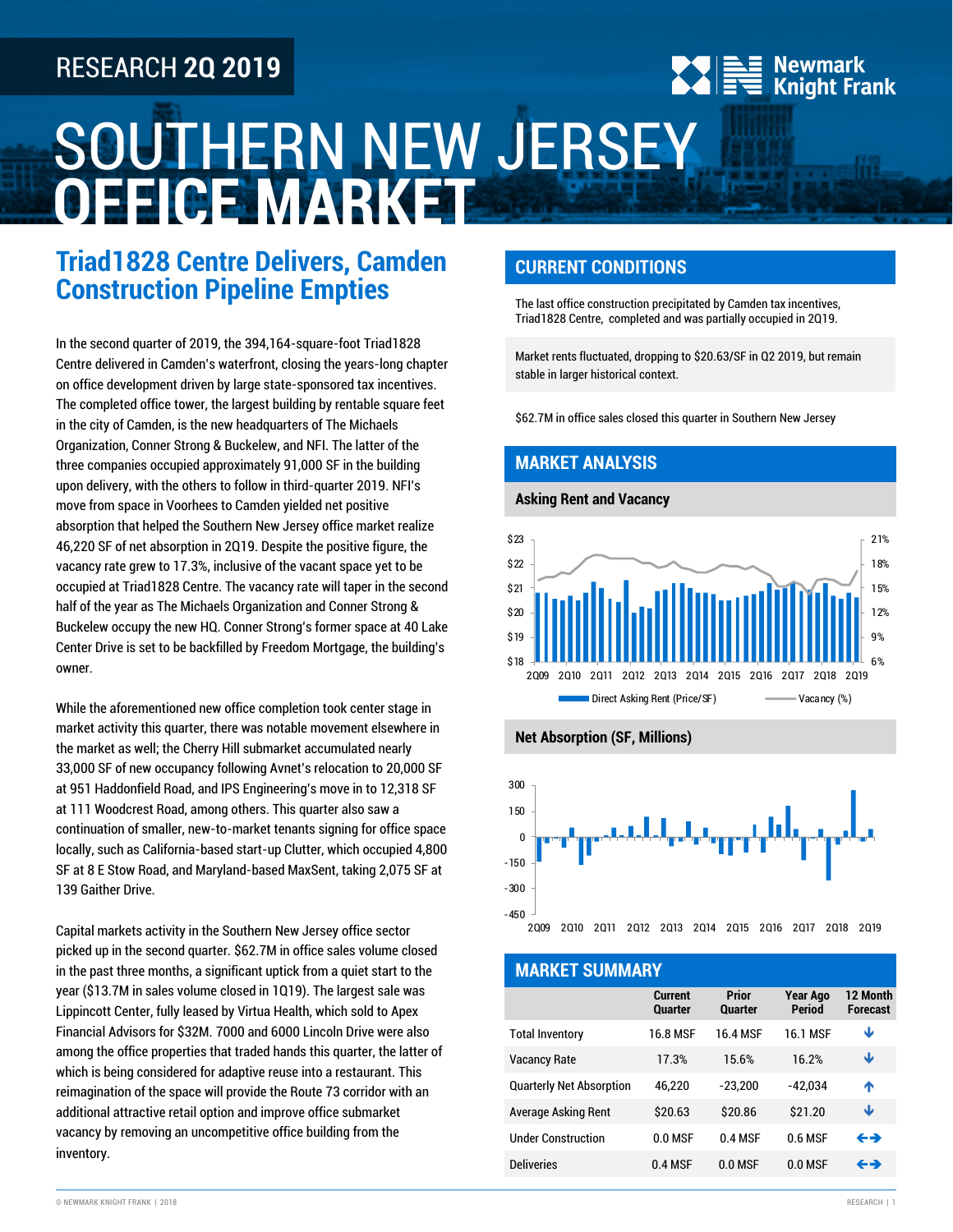RESEARCH 2Q 2019

# SOUTHERN NEW JERSEY OFFICE MARKET

## Triad1828 Centre Delivers, Camden Construction Pipeline Empties

In the second quarter of 2019, the 394,164-square-foot Triad1828 Centre delivered in Camden's waterfront, closing the years-long chapter on office development driven by large state-sponsored tax incentives. The completed office tower, the largest building by rentable square feet in the city of Camden, is the new headquarters of The Michaels Organization, Conner Strong & Buckelew, and NFI. The latter of the three companies occupied approximately 91,000 SF in the building upon delivery, with the others to follow in third-quarter 2019. NFI's move from space in Voorhees to Camden yielded net positive absorption that helped the Southern New Jersey office market realize 46,220 SF of net absorption in 2Q19. Despite the positive figure, the vacancy rate grew to 17.3%, inclusive of the vacant space yet to be occupied at Triad1828 Centre. The vacancy rate will taper in the second half of the year as The Michaels Organization and Conner Strong & Buckelew occupy the new HQ. Conner Strong's former space at 40 Lake Center Drive is set to be backfilled by Freedom Mortgage, the building's owner.

While the aforementioned new office completion took center stage in market activity this quarter, there was notable movement elsewhere in the market as well; the Cherry Hill submarket accumulated nearly 33,000 SF of new occupancy following Avnet's relocation to 20,000 SF at 951 Haddonfield Road, and IPS Engineering's move in to 12,318 SF at 111 Woodcrest Road, among others. This quarter also saw a continuation of smaller, new-to-market tenants signing for office space locally, such as California-based start-up Clutter, which occupied 4,800 SF at 8 E Stow Road, and Maryland-based MaxSent, taking 2,075 SF at 139 Gaither Drive.

Capital markets activity in the Southern New Jersey office sector picked up in the second quarter. $62.7M in office sales volume closed in the past three months, a significant uptick from a quiet start to the year ($13.7M in sales volume closed in 1Q19). The largest sale was Lippincott Center, fully leased by Virtua Health, which sold to Apex Financial Advisors for $32M. 7000 and 6000 Lincoln Drive were also among the office properties that traded hands this quarter, the latter of which is being considered for adaptive reuse into a restaurant. This reimagination of the space will provide the Route 73 corridor with an additional attractive retail option and improve office submarket vacancy by removing an uncompetitive office building from the inventory.

## CURRENT CONDITIONS

The last office construction precipitated by Camden tax incentives, Triad1828 Centre, completed and was partially occupied in 2Q19.

Market rents fluctuated, dropping to $20.63/SF in Q2 2019, but remain stable in larger historical context.

$62.7M in office sales closed this quarter in Southern New Jersey

## MARKET ANALYSIS

### Asking Rent and Vacancy

Direct Asking Rent (Price/SF) — Vacancy (%)

### Net Absorption (SF, Millions)

## MARKET SUMMARY

| | Current Quarter | Prior Quarter | Year Ago Period | 12 Month Forecast |
|---|---|---|---|---|
| Total Inventory | 16.8 MSF | 16.4 MSF | 16.1 MSF | ↓ |
| Vacancy Rate | 17.3% | 15.6% | 16.2% | ↓ |
| Quarterly Net Absorption | 46,220 | -23,200 | -42,034 | ↑ |
| Average Asking Rent | $20.63 | $20.86 | $21.20 | ↓ |
| Under Construction | 0.0 MSF | 0.4 MSF | 0.6 MSF | ↔ |
| Deliveries | 0.4 MSF | 0.0 MSF | 0.0 MSF | ↔ |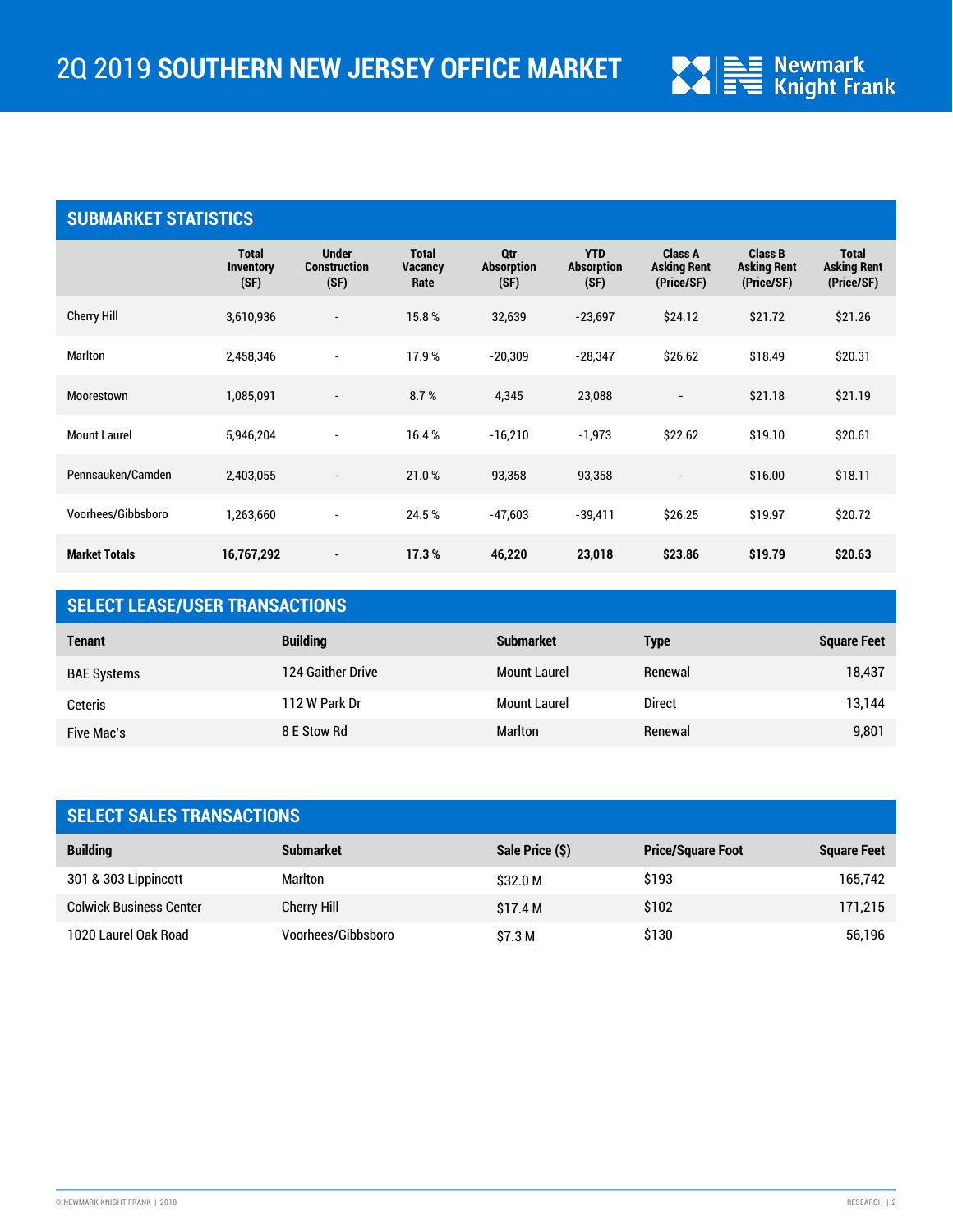# 2Q 2019 SOUTHERN NEW JERSEY OFFICE MARKET

## SUBMARKET STATISTICS

| | Total Inventory (SF) | Under Construction (SF) | Total Vacancy Rate | Qtr Absorption (SF) | YTD Absorption (SF) | Class A Asking Rent (Price/SF) | Class B Asking Rent (Price/SF) | Total Asking Rent (Price/SF) |
|---|---|---|---|---|---|---|---|---|
| Cherry Hill | 3,610,936 | - | 15.8 % | 32,639 | -23,697 | $24.12 | $21.72 | $21.26 |
| Marlton | 2,458,346 | - | 17.9 % | -20,309 | -28,347 | $26.62 | $18.49 | $20.31 |
| Moorestown | 1,085,091 | - | 8.7 % | 4,345 | 23,088 | - | $21.18 | $21.19 |
| Mount Laurel | 5,946,204 | - | 16.4 % | -16,210 | -1,973 | $22.62 | $19.10 | $20.61 |
| Pennsauken/Camden | 2,403,055 | - | 21.0 % | 93,358 | 93,358 | - | $16.00 | $18.11 |
| Voorhees/Gibbsboro | 1,263,660 | - | 24.5 % | -47,603 | -39,411 | $26.25 | $19.97 | $20.72 |
| **Market Totals** | **16,767,292** | **-** | **17.3 %** | **46,220** | **23,018** | **$23.86** | **$19.79** | **$20.63** |

## SELECT LEASE/USER TRANSACTIONS

| Tenant | Building | Submarket | Type | Square Feet |
|---|---|---|---|---|
| BAE Systems | 124 Gaither Drive | Mount Laurel | Renewal | 18,437 |
| Ceteris | 112 W Park Dr | Mount Laurel | Direct | 13,144 |
| Five Mac's | 8 E Stow Rd | Marlton | Renewal | 9,801 |

## SELECT SALES TRANSACTIONS

| Building | Submarket | Sale Price ($) | Price/Square Foot | Square Feet |
|---|---|---|---|---|
| 301 & 303 Lippincott | Marlton | $32.0 M | $193 | 165,742 |
| Colwick Business Center | Cherry Hill | $17.4 M | $102 | 171,215 |
| 1020 Laurel Oak Road | Voorhees/Gibbsboro | $7.3 M | $130 | 56,196 |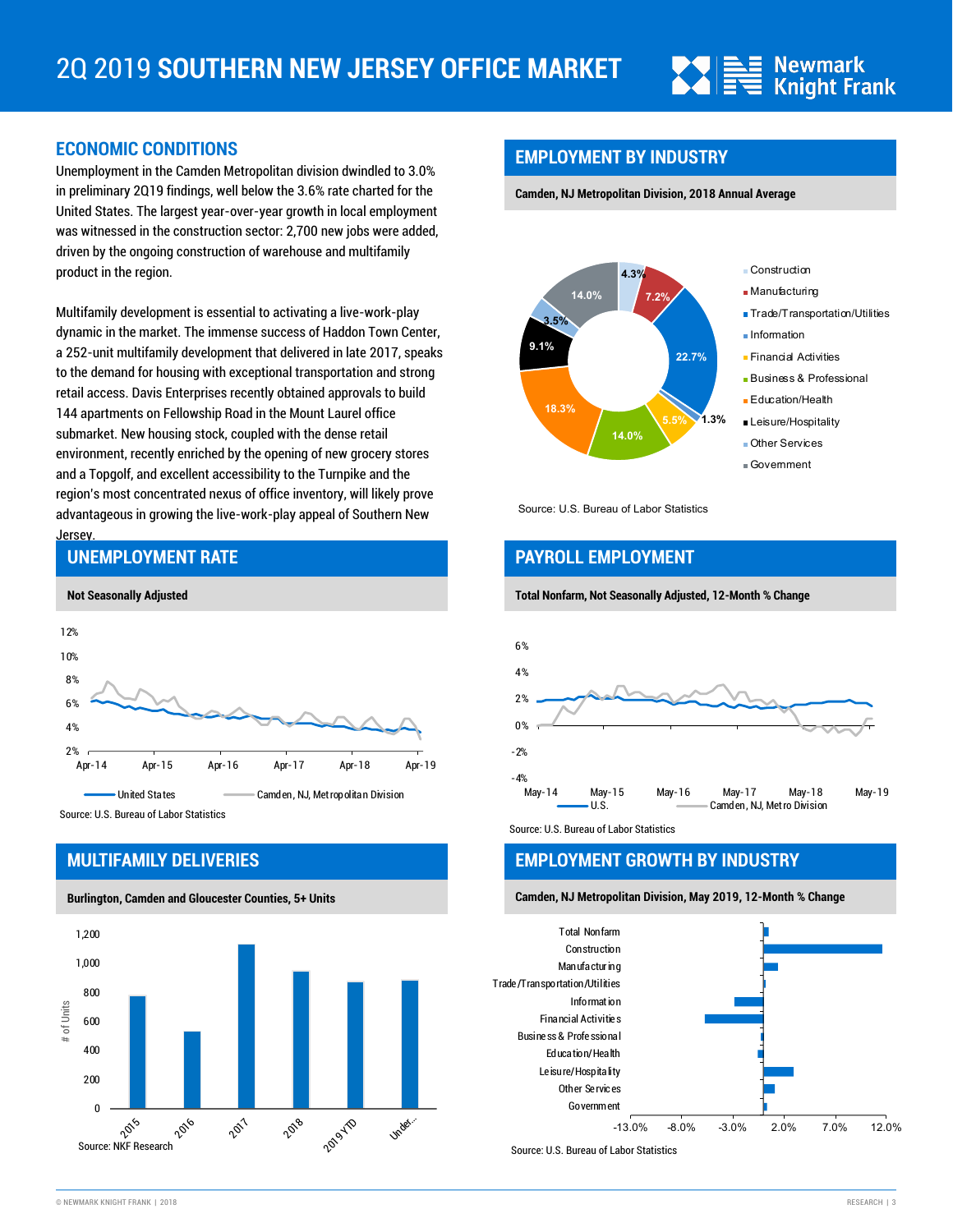## ECONOMIC CONDITIONS

Unemployment in the Camden Metropolitan division dwindled to 3.0% in preliminary 2Q19 findings, well below the 3.6% rate charted for the United States. The largest year-over-year growth in local employment was witnessed in the construction sector: 2,700 new jobs were added, driven by the ongoing construction of warehouse and multifamily product in the region.

Multifamily development is essential to activating a live-work-play dynamic in the market. The immense success of Haddon Town Center, a 252-unit multifamily development that delivered in late 2017, speaks to the demand for housing with exceptional transportation and strong retail access. Davis Enterprises recently obtained approvals to build 144 apartments on Fellowship Road in the Mount Laurel office submarket. New housing stock, coupled with the dense retail environment, recently enriched by the opening of new grocery stores and a Topgolf, and excellent accessibility to the Turnpike and the region's most concentrated nexus of office inventory, will likely prove advantageous in growing the live-work-play appeal of Southern New Jersey.

## EMPLOYMENT BY INDUSTRY

**Camden, NJ Metropolitan Division, 2018 Annual Average**

| Industry | Share |
|---|---|
| Construction | 4.3% |
| Manufacturing | 7.2% |
| Trade/Transportation/Utilities | 22.7% |
| Information | 1.3% |
| Financial Activities | 5.5% |
| Business & Professional | 14.0% |
| Education/Health | 18.3% |
| Leisure/Hospitality | 9.1% |
| Other Services | 3.5% |
| Government | 14.0% |

Source: U.S. Bureau of Labor Statistics

## UNEMPLOYMENT RATE

**Not Seasonally Adjusted**

Source: U.S. Bureau of Labor Statistics

## PAYROLL EMPLOYMENT

**Total Nonfarm, Not Seasonally Adjusted, 12-Month % Change**

Source: U.S. Bureau of Labor Statistics

## MULTIFAMILY DELIVERIES

**Burlington, Camden and Gloucester Counties, 5+ Units**

Source: NKF Research

## EMPLOYMENT GROWTH BY INDUSTRY

**Camden, NJ Metropolitan Division, May 2019, 12-Month % Change**

Source: U.S. Bureau of Labor Statistics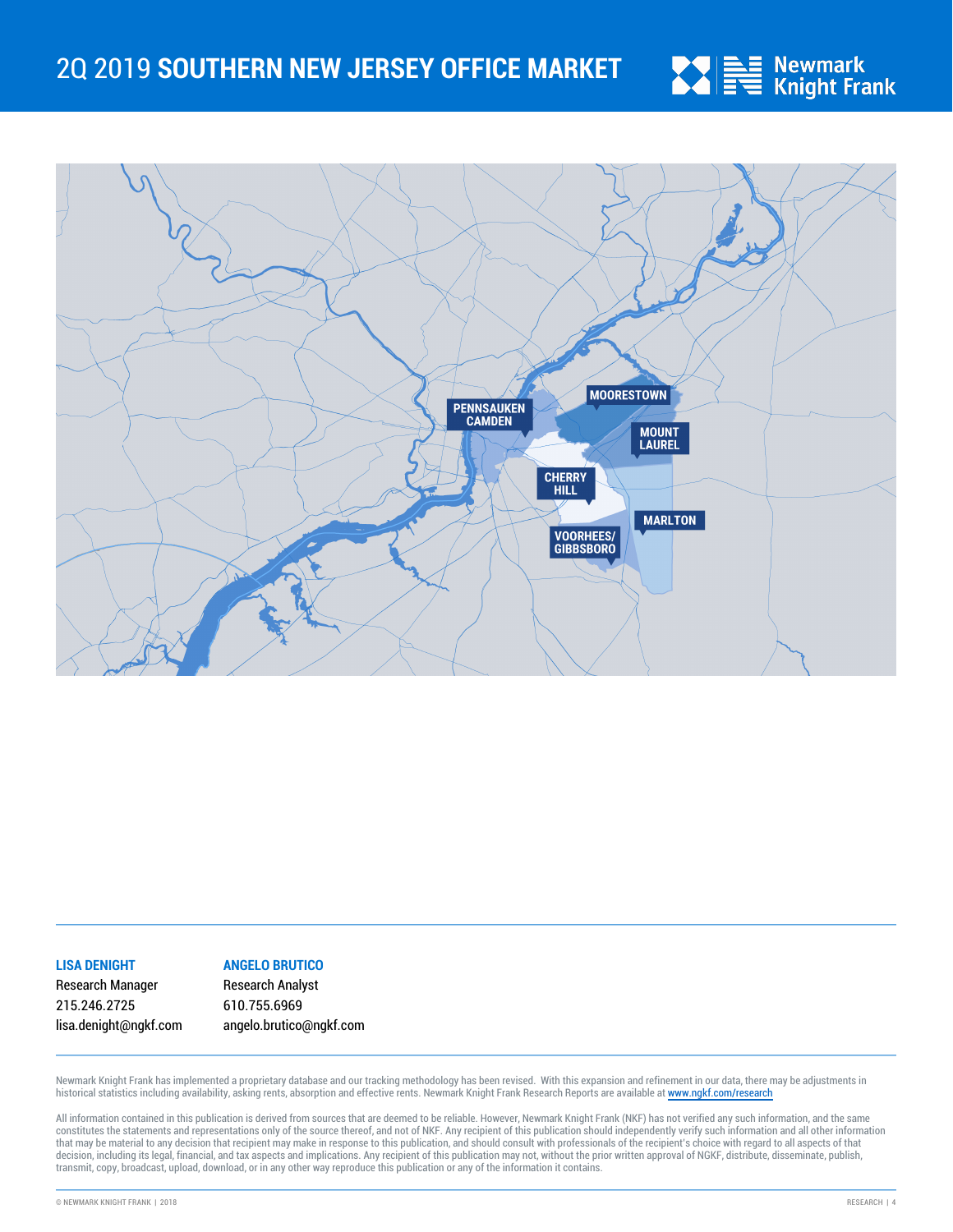# 2Q 2019 SOUTHERN NEW JERSEY OFFICE MARKET

PENNSAUKEN CAMDEN

MOORESTOWN

MOUNT LAUREL

CHERRY HILL

MARLTON

VOORHEES/ GIBBSBORO

**LISA DENIGHT**
Research Manager
215.246.2725
lisa.denight@ngkf.com

**ANGELO BRUTICO**
Research Analyst
610.755.6969
angelo.brutico@ngkf.com

Newmark Knight Frank has implemented a proprietary database and our tracking methodology has been revised. With this expansion and refinement in our data, there may be adjustments in historical statistics including availability, asking rents, absorption and effective rents. Newmark Knight Frank Research Reports are available at [www.ngkf.com/research](http://www.ngkf.com/research)

All information contained in this publication is derived from sources that are deemed to be reliable. However, Newmark Knight Frank (NKF) has not verified any such information, and the same constitutes the statements and representations only of the source thereof, and not of NKF. Any recipient of this publication should independently verify such information and all other information that may be material to any decision that recipient may make in response to this publication, and should consult with professionals of the recipient's choice with regard to all aspects of that decision, including its legal, financial, and tax aspects and implications. Any recipient of this publication may not, without the prior written approval of NGKF, distribute, disseminate, publish, transmit, copy, broadcast, upload, download, or in any other way reproduce this publication or any of the information it contains.

© NEWMARK KNIGHT FRANK | 2018